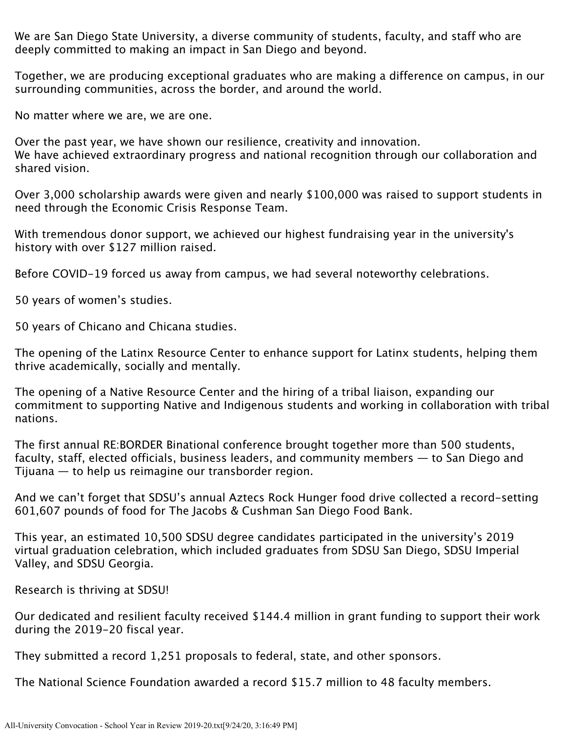We are San Diego State University, a diverse community of students, faculty, and staff who are deeply committed to making an impact in San Diego and beyond.

Together, we are producing exceptional graduates who are making a difference on campus, in our surrounding communities, across the border, and around the world.

No matter where we are, we are one.

Over the past year, we have shown our resilience, creativity and innovation.
We have achieved extraordinary progress and national recognition through our collaboration and shared vision.

Over 3,000 scholarship awards were given and nearly $100,000 was raised to support students in need through the Economic Crisis Response Team.

With tremendous donor support, we achieved our highest fundraising year in the university's history with over $127 million raised.

Before COVID-19 forced us away from campus, we had several noteworthy celebrations.

50 years of women's studies.

50 years of Chicano and Chicana studies.

The opening of the Latinx Resource Center to enhance support for Latinx students, helping them thrive academically, socially and mentally.

The opening of a Native Resource Center and the hiring of a tribal liaison, expanding our commitment to supporting Native and Indigenous students and working in collaboration with tribal nations.

The first annual RE:BORDER Binational conference brought together more than 500 students, faculty, staff, elected officials, business leaders, and community members — to San Diego and Tijuana — to help us reimagine our transborder region.

And we can't forget that SDSU's annual Aztecs Rock Hunger food drive collected a record-setting 601,607 pounds of food for The Jacobs & Cushman San Diego Food Bank.

This year, an estimated 10,500 SDSU degree candidates participated in the university's 2019 virtual graduation celebration, which included graduates from SDSU San Diego, SDSU Imperial Valley, and SDSU Georgia.

Research is thriving at SDSU!

Our dedicated and resilient faculty received $144.4 million in grant funding to support their work during the 2019-20 fiscal year.

They submitted a record 1,251 proposals to federal, state, and other sponsors.

The National Science Foundation awarded a record $15.7 million to 48 faculty members.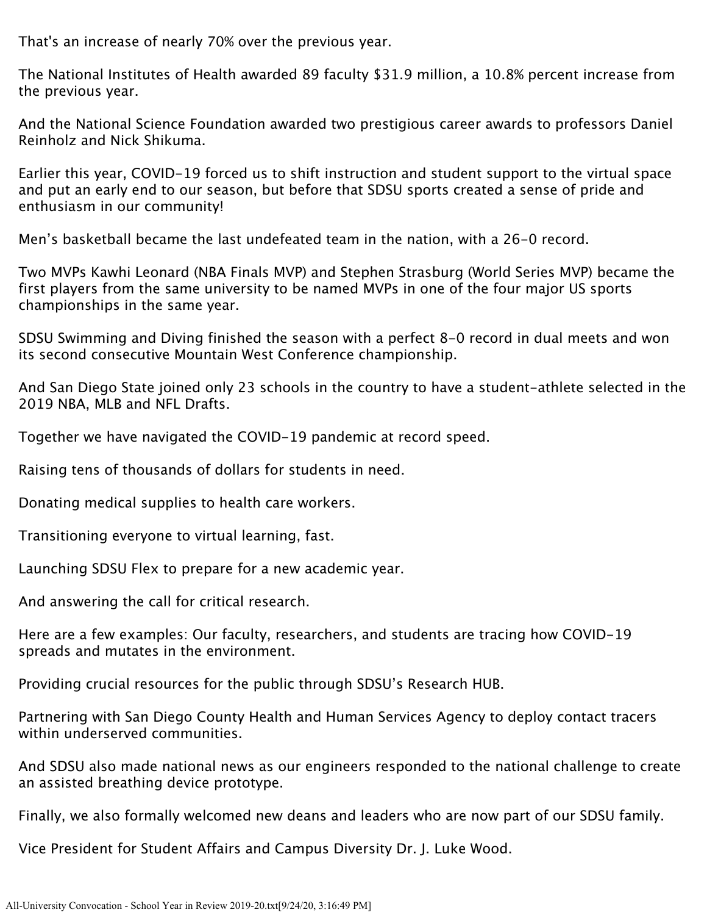That's an increase of nearly 70% over the previous year.

The National Institutes of Health awarded 89 faculty $31.9 million, a 10.8% percent increase from the previous year.

And the National Science Foundation awarded two prestigious career awards to professors Daniel Reinholz and Nick Shikuma.

Earlier this year, COVID-19 forced us to shift instruction and student support to the virtual space and put an early end to our season, but before that SDSU sports created a sense of pride and enthusiasm in our community!

Men's basketball became the last undefeated team in the nation, with a 26-0 record.

Two MVPs Kawhi Leonard (NBA Finals MVP) and Stephen Strasburg (World Series MVP) became the first players from the same university to be named MVPs in one of the four major US sports championships in the same year.

SDSU Swimming and Diving finished the season with a perfect 8-0 record in dual meets and won its second consecutive Mountain West Conference championship.

And San Diego State joined only 23 schools in the country to have a student-athlete selected in the 2019 NBA, MLB and NFL Drafts.

Together we have navigated the COVID-19 pandemic at record speed.

Raising tens of thousands of dollars for students in need.

Donating medical supplies to health care workers.

Transitioning everyone to virtual learning, fast.

Launching SDSU Flex to prepare for a new academic year.

And answering the call for critical research.

Here are a few examples: Our faculty, researchers, and students are tracing how COVID-19 spreads and mutates in the environment.

Providing crucial resources for the public through SDSU's Research HUB.

Partnering with San Diego County Health and Human Services Agency to deploy contact tracers within underserved communities.

And SDSU also made national news as our engineers responded to the national challenge to create an assisted breathing device prototype.

Finally, we also formally welcomed new deans and leaders who are now part of our SDSU family.

Vice President for Student Affairs and Campus Diversity Dr. J. Luke Wood.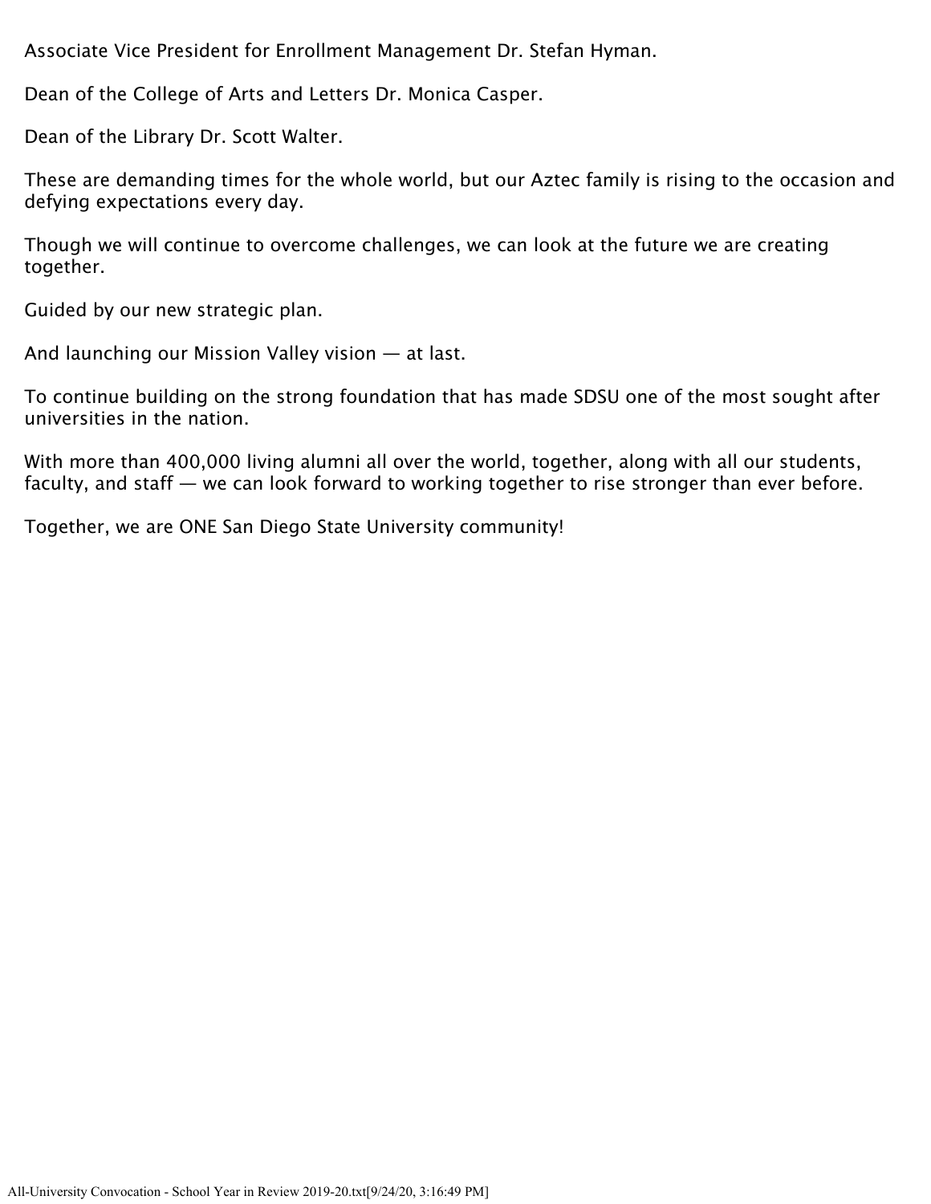Associate Vice President for Enrollment Management Dr. Stefan Hyman.

Dean of the College of Arts and Letters Dr. Monica Casper.

Dean of the Library Dr. Scott Walter.

These are demanding times for the whole world, but our Aztec family is rising to the occasion and defying expectations every day.

Though we will continue to overcome challenges, we can look at the future we are creating together.

Guided by our new strategic plan.

And launching our Mission Valley vision — at last.

To continue building on the strong foundation that has made SDSU one of the most sought after universities in the nation.

With more than 400,000 living alumni all over the world, together, along with all our students, faculty, and staff — we can look forward to working together to rise stronger than ever before.

Together, we are ONE San Diego State University community!